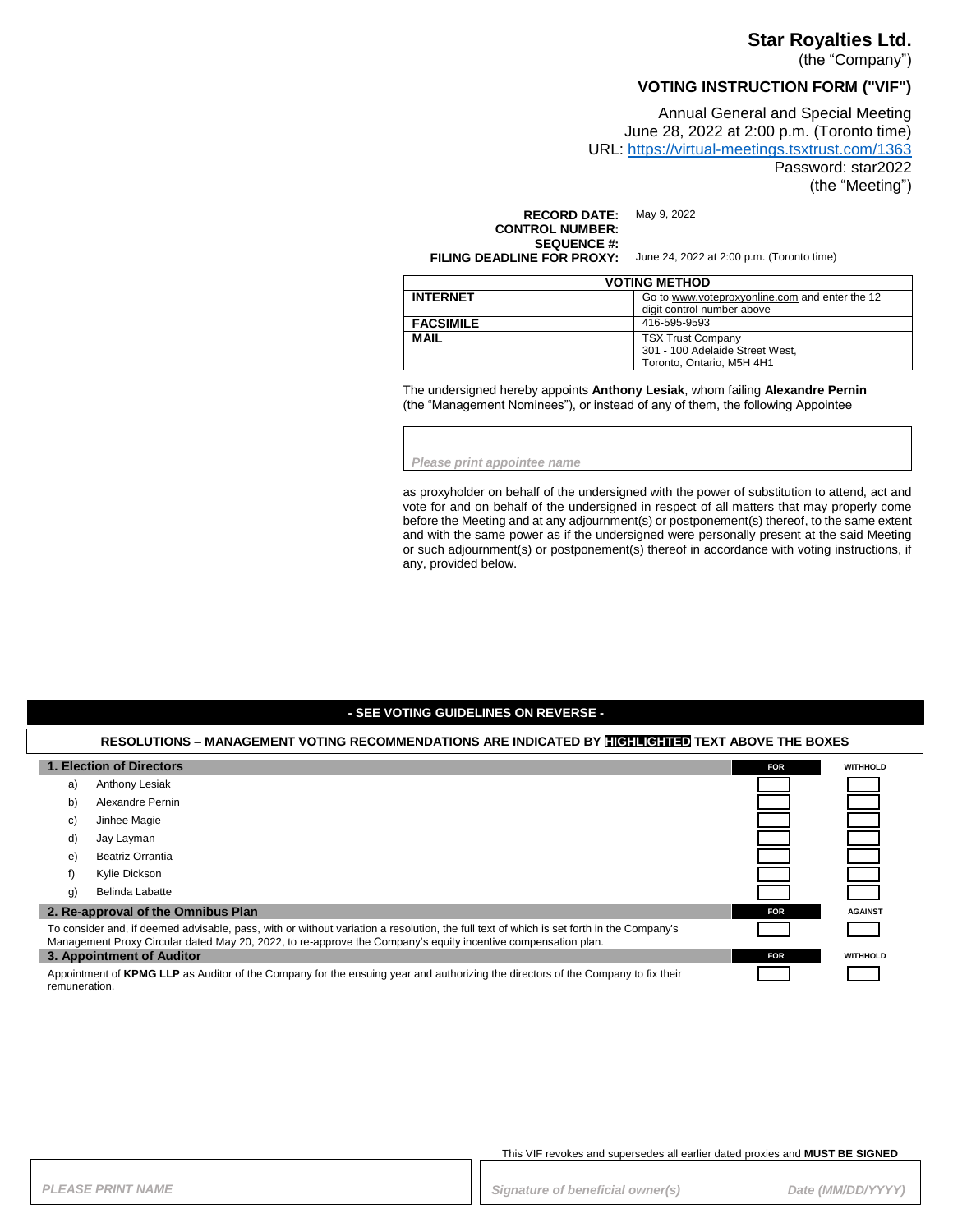# Star Royalties Ltd.

(the "Company")

## VOTING INSTRUCTION FORM ("VIF")

Annual General and Special Meeting
June 28, 2022 at 2:00 p.m. (Toronto time)
URL: https://virtual-meetings.tsxtrust.com/1363
Password: star2022
(the "Meeting")

**RECORD DATE:** May 9, 2022
**CONTROL NUMBER:**
**SEQUENCE #:**
**FILING DEADLINE FOR PROXY:** June 24, 2022 at 2:00 p.m. (Toronto time)

| VOTING METHOD | |
|---|---|
| **INTERNET** | Go to www.voteproxyonline.com and enter the 12 digit control number above |
| **FACSIMILE** | 416-595-9593 |
| **MAIL** | TSX Trust Company<br>301 - 100 Adelaide Street West,<br>Toronto, Ontario, M5H 4H1 |

The undersigned hereby appoints **Anthony Lesiak**, whom failing **Alexandre Pernin** (the "Management Nominees"), or instead of any of them, the following Appointee

*Please print appointee name*

as proxyholder on behalf of the undersigned with the power of substitution to attend, act and vote for and on behalf of the undersigned in respect of all matters that may properly come before the Meeting and at any adjournment(s) or postponement(s) thereof, to the same extent and with the same power as if the undersigned were personally present at the said Meeting or such adjournment(s) or postponement(s) thereof in accordance with voting instructions, if any, provided below.

**- SEE VOTING GUIDELINES ON REVERSE -**

**RESOLUTIONS – MANAGEMENT VOTING RECOMMENDATIONS ARE INDICATED BY HIGHLIGHTED TEXT ABOVE THE BOXES**

| **1. Election of Directors** | | **FOR** | **WITHHOLD** |
|---|---|---|---|
| a) | Anthony Lesiak | ☐ | ☐ |
| b) | Alexandre Pernin | ☐ | ☐ |
| c) | Jinhee Magie | ☐ | ☐ |
| d) | Jay Layman | ☐ | ☐ |
| e) | Beatriz Orrantia | ☐ | ☐ |
| f) | Kylie Dickson | ☐ | ☐ |
| g) | Belinda Labatte | ☐ | ☐ |

| **2. Re-approval of the Omnibus Plan** | **FOR** | **AGAINST** |
|---|---|---|
| To consider and, if deemed advisable, pass, with or without variation a resolution, the full text of which is set forth in the Company's Management Proxy Circular dated May 20, 2022, to re-approve the Company's equity incentive compensation plan. | ☐ | ☐ |

| **3. Appointment of Auditor** | **FOR** | **WITHHOLD** |
|---|---|---|
| Appointment of **KPMG LLP** as Auditor of the Company for the ensuing year and authorizing the directors of the Company to fix their remuneration. | ☐ | ☐ |

This VIF revokes and supersedes all earlier dated proxies and **MUST BE SIGNED**

*PLEASE PRINT NAME*

*Signature of beneficial owner(s)* *Date (MM/DD/YYYY)*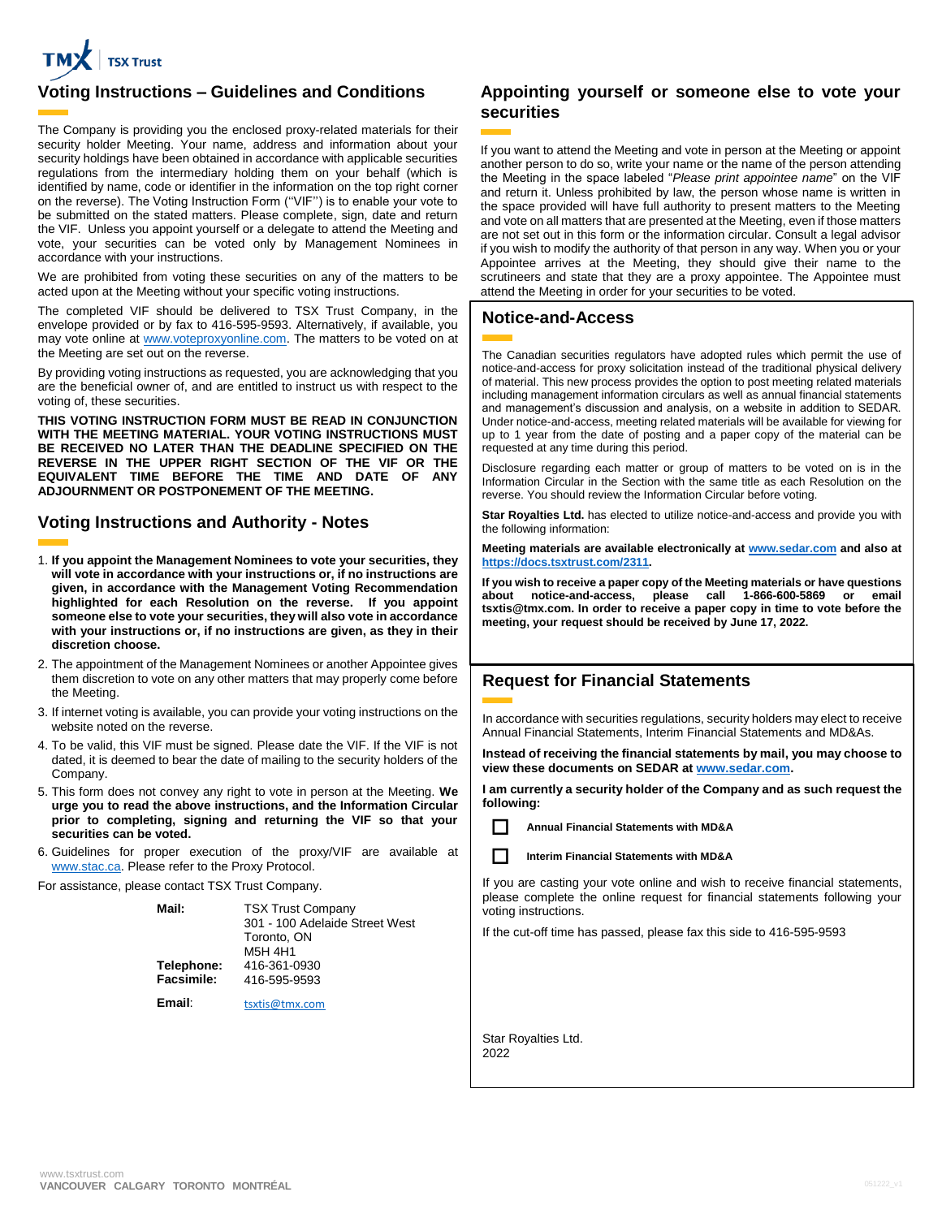TSX Trust

## Voting Instructions – Guidelines and Conditions

The Company is providing you the enclosed proxy-related materials for their security holder Meeting. Your name, address and information about your security holdings have been obtained in accordance with applicable securities regulations from the intermediary holding them on your behalf (which is identified by name, code or identifier in the information on the top right corner on the reverse). The Voting Instruction Form (''VIF'') is to enable your vote to be submitted on the stated matters. Please complete, sign, date and return the VIF. Unless you appoint yourself or a delegate to attend the Meeting and vote, your securities can be voted only by Management Nominees in accordance with your instructions.

We are prohibited from voting these securities on any of the matters to be acted upon at the Meeting without your specific voting instructions.

The completed VIF should be delivered to TSX Trust Company, in the envelope provided or by fax to 416-595-9593. Alternatively, if available, you may vote online at www.voteproxyonline.com. The matters to be voted on at the Meeting are set out on the reverse.

By providing voting instructions as requested, you are acknowledging that you are the beneficial owner of, and are entitled to instruct us with respect to the voting of, these securities.

**THIS VOTING INSTRUCTION FORM MUST BE READ IN CONJUNCTION WITH THE MEETING MATERIAL. YOUR VOTING INSTRUCTIONS MUST BE RECEIVED NO LATER THAN THE DEADLINE SPECIFIED ON THE REVERSE IN THE UPPER RIGHT SECTION OF THE VIF OR THE EQUIVALENT TIME BEFORE THE TIME AND DATE OF ANY ADJOURNMENT OR POSTPONEMENT OF THE MEETING.**

## Voting Instructions and Authority - Notes

1. **If you appoint the Management Nominees to vote your securities, they will vote in accordance with your instructions or, if no instructions are given, in accordance with the Management Voting Recommendation highlighted for each Resolution on the reverse. If you appoint someone else to vote your securities, they will also vote in accordance with your instructions or, if no instructions are given, as they in their discretion choose.**
2. The appointment of the Management Nominees or another Appointee gives them discretion to vote on any other matters that may properly come before the Meeting.
3. If internet voting is available, you can provide your voting instructions on the website noted on the reverse.
4. To be valid, this VIF must be signed. Please date the VIF. If the VIF is not dated, it is deemed to bear the date of mailing to the security holders of the Company.
5. This form does not convey any right to vote in person at the Meeting. **We urge you to read the above instructions, and the Information Circular prior to completing, signing and returning the VIF so that your securities can be voted.**
6. Guidelines for proper execution of the proxy/VIF are available at www.stac.ca. Please refer to the Proxy Protocol.

For assistance, please contact TSX Trust Company.

**Mail:** TSX Trust Company
301 - 100 Adelaide Street West
Toronto, ON
M5H 4H1

**Telephone:** 416-361-0930

**Facsimile:** 416-595-9593

**Email**: tsxtis@tmx.com

## Appointing yourself or someone else to vote your securities

If you want to attend the Meeting and vote in person at the Meeting or appoint another person to do so, write your name or the name of the person attending the Meeting in the space labeled "*Please print appointee name*" on the VIF and return it. Unless prohibited by law, the person whose name is written in the space provided will have full authority to present matters to the Meeting and vote on all matters that are presented at the Meeting, even if those matters are not set out in this form or the information circular. Consult a legal advisor if you wish to modify the authority of that person in any way. When you or your Appointee arrives at the Meeting, they should give their name to the scrutineers and state that they are a proxy appointee. The Appointee must attend the Meeting in order for your securities to be voted.

## Notice-and-Access

The Canadian securities regulators have adopted rules which permit the use of notice-and-access for proxy solicitation instead of the traditional physical delivery of material. This new process provides the option to post meeting related materials including management information circulars as well as annual financial statements and management's discussion and analysis, on a website in addition to SEDAR. Under notice-and-access, meeting related materials will be available for viewing for up to 1 year from the date of posting and a paper copy of the material can be requested at any time during this period.

Disclosure regarding each matter or group of matters to be voted on is in the Information Circular in the Section with the same title as each Resolution on the reverse. You should review the Information Circular before voting.

**Star Royalties Ltd.** has elected to utilize notice-and-access and provide you with the following information:

**Meeting materials are available electronically at www.sedar.com and also at https://docs.tsxtrust.com/2311.**

**If you wish to receive a paper copy of the Meeting materials or have questions about notice-and-access, please call 1-866-600-5869 or email tsxtis@tmx.com. In order to receive a paper copy in time to vote before the meeting, your request should be received by June 17, 2022.**

## Request for Financial Statements

In accordance with securities regulations, security holders may elect to receive Annual Financial Statements, Interim Financial Statements and MD&As.

**Instead of receiving the financial statements by mail, you may choose to view these documents on SEDAR at www.sedar.com.**

**I am currently a security holder of the Company and as such request the following:**

☐ **Annual Financial Statements with MD&A**

☐ **Interim Financial Statements with MD&A**

If you are casting your vote online and wish to receive financial statements, please complete the online request for financial statements following your voting instructions.

If the cut-off time has passed, please fax this side to 416-595-9593

Star Royalties Ltd.
2022

www.tsxtrust.com
VANCOUVER CALGARY TORONTO MONTRÉAL